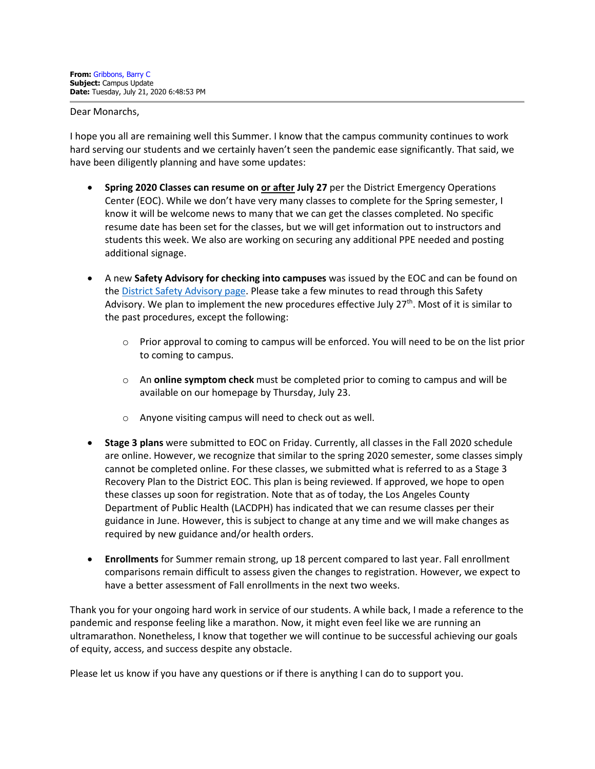**From:** Gribbons, Barry C
**Subject:** Campus Update
**Date:** Tuesday, July 21, 2020 6:48:53 PM

---

Dear Monarchs,

I hope you all are remaining well this Summer. I know that the campus community continues to work hard serving our students and we certainly haven't seen the pandemic ease significantly. That said, we have been diligently planning and have some updates:

- **Spring 2020 Classes can resume on <u>or after</u> July 27** per the District Emergency Operations Center (EOC). While we don't have very many classes to complete for the Spring semester, I know it will be welcome news to many that we can get the classes completed. No specific resume date has been set for the classes, but we will get information out to instructors and students this week. We also are working on securing any additional PPE needed and posting additional signage.

- A new **Safety Advisory for checking into campuses** was issued by the EOC and can be found on the [District Safety Advisory page](). Please take a few minutes to read through this Safety Advisory. We plan to implement the new procedures effective July 27th. Most of it is similar to the past procedures, except the following:

  - Prior approval to coming to campus will be enforced. You will need to be on the list prior to coming to campus.

  - An **online symptom check** must be completed prior to coming to campus and will be available on our homepage by Thursday, July 23.

  - Anyone visiting campus will need to check out as well.

- **Stage 3 plans** were submitted to EOC on Friday. Currently, all classes in the Fall 2020 schedule are online. However, we recognize that similar to the spring 2020 semester, some classes simply cannot be completed online. For these classes, we submitted what is referred to as a Stage 3 Recovery Plan to the District EOC. This plan is being reviewed. If approved, we hope to open these classes up soon for registration. Note that as of today, the Los Angeles County Department of Public Health (LACDPH) has indicated that we can resume classes per their guidance in June. However, this is subject to change at any time and we will make changes as required by new guidance and/or health orders.

- **Enrollments** for Summer remain strong, up 18 percent compared to last year. Fall enrollment comparisons remain difficult to assess given the changes to registration. However, we expect to have a better assessment of Fall enrollments in the next two weeks.

Thank you for your ongoing hard work in service of our students. A while back, I made a reference to the pandemic and response feeling like a marathon. Now, it might even feel like we are running an ultramarathon. Nonetheless, I know that together we will continue to be successful achieving our goals of equity, access, and success despite any obstacle.

Please let us know if you have any questions or if there is anything I can do to support you.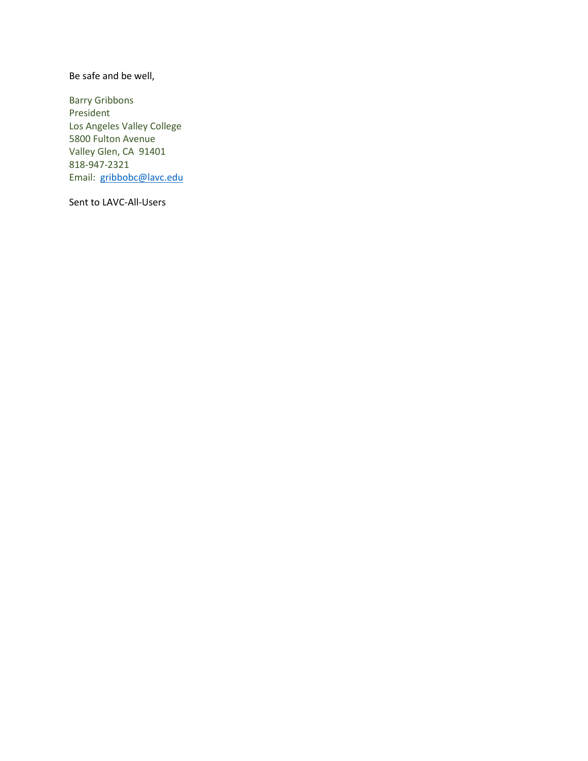Be safe and be well,

Barry Gribbons  
President  
Los Angeles Valley College  
5800 Fulton Avenue  
Valley Glen, CA 91401  
818-947-2321  
Email: gribbobc@lavc.edu

Sent to LAVC-All-Users